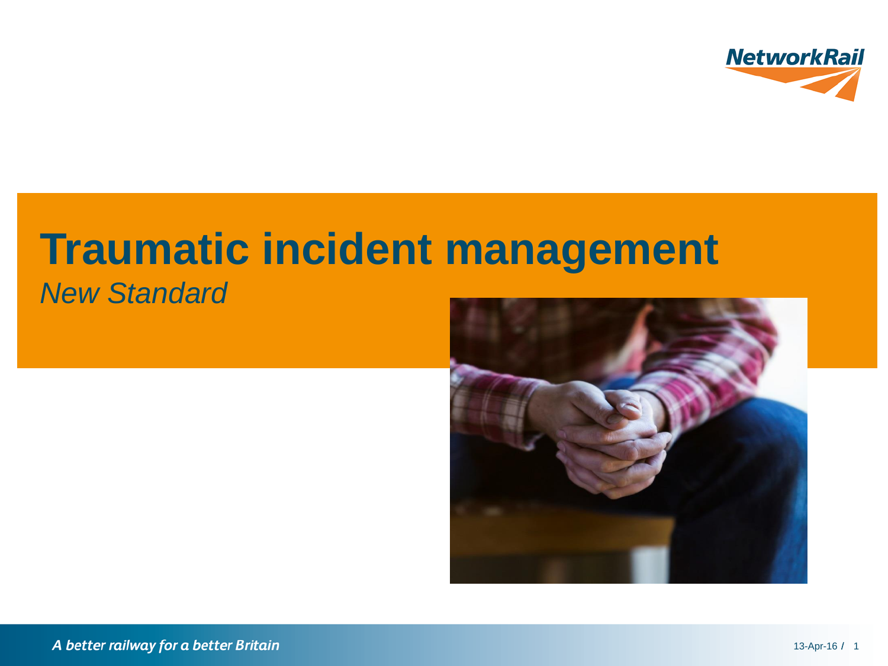# Traumatic incident management

*New Standard*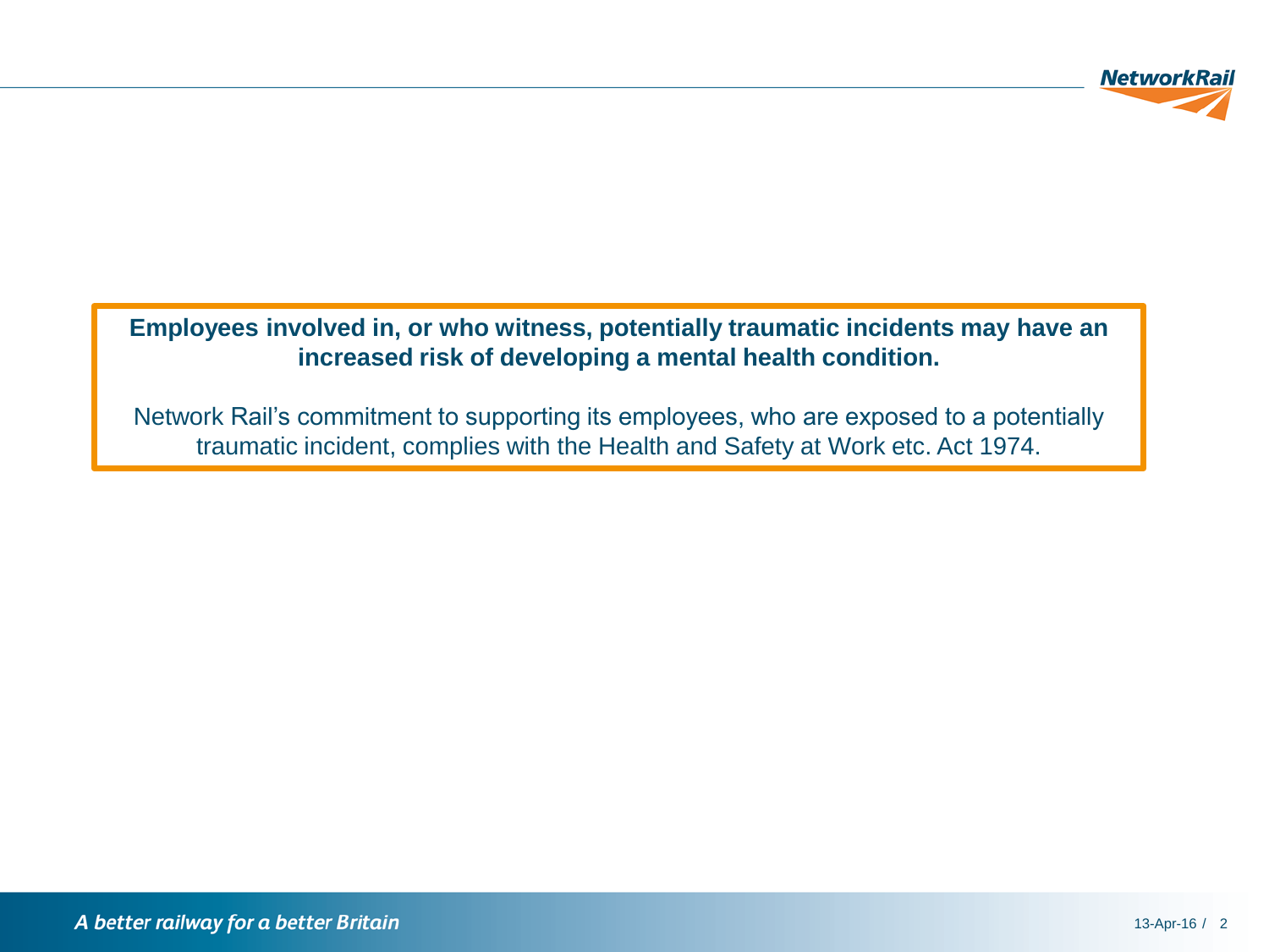**Employees involved in, or who witness, potentially traumatic incidents may have an increased risk of developing a mental health condition.**

Network Rail’s commitment to supporting its employees, who are exposed to a potentially traumatic incident, complies with the Health and Safety at Work etc. Act 1974.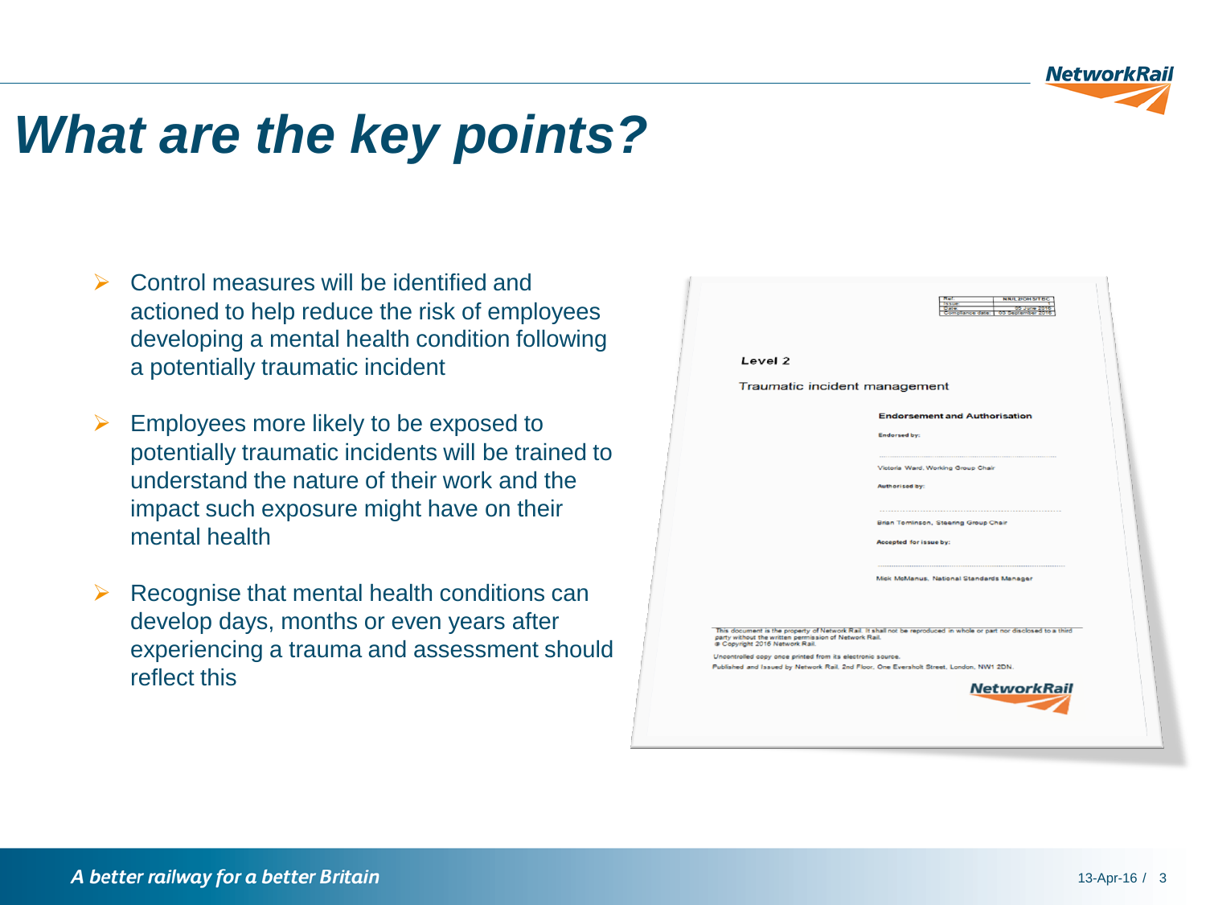# What are the key points?

- Control measures will be identified and actioned to help reduce the risk of employees developing a mental health condition following a potentially traumatic incident
- Employees more likely to be exposed to potentially traumatic incidents will be trained to understand the nature of their work and the impact such exposure might have on their mental health
- Recognise that mental health conditions can develop days, months or even years after experiencing a trauma and assessment should reflect this

| Ref: | NR/L2/OHS/TBC |
| --- | --- |
| Issue: | 1 |
| Date: | 05 June 2016 |
| Compliance date: | 05 September 2016 |

**Level 2**

Traumatic incident management

**Endorsement and Authorisation**

**Endorsed by:**

Victoria Ward, Working Group Chair

**Authorised by:**

Brian Tomlinson, Steering Group Chair

**Accepted for issue by:**

Mick McManus, National Standards Manager

This document is the property of Network Rail. It shall not be reproduced in whole or part nor disclosed to a third party without the written permission of Network Rail.
© Copyright 2016 Network Rail.

Uncontrolled copy once printed from its electronic source.

Published and Issued by Network Rail, 2nd Floor, One Eversholt Street, London, NW1 2DN.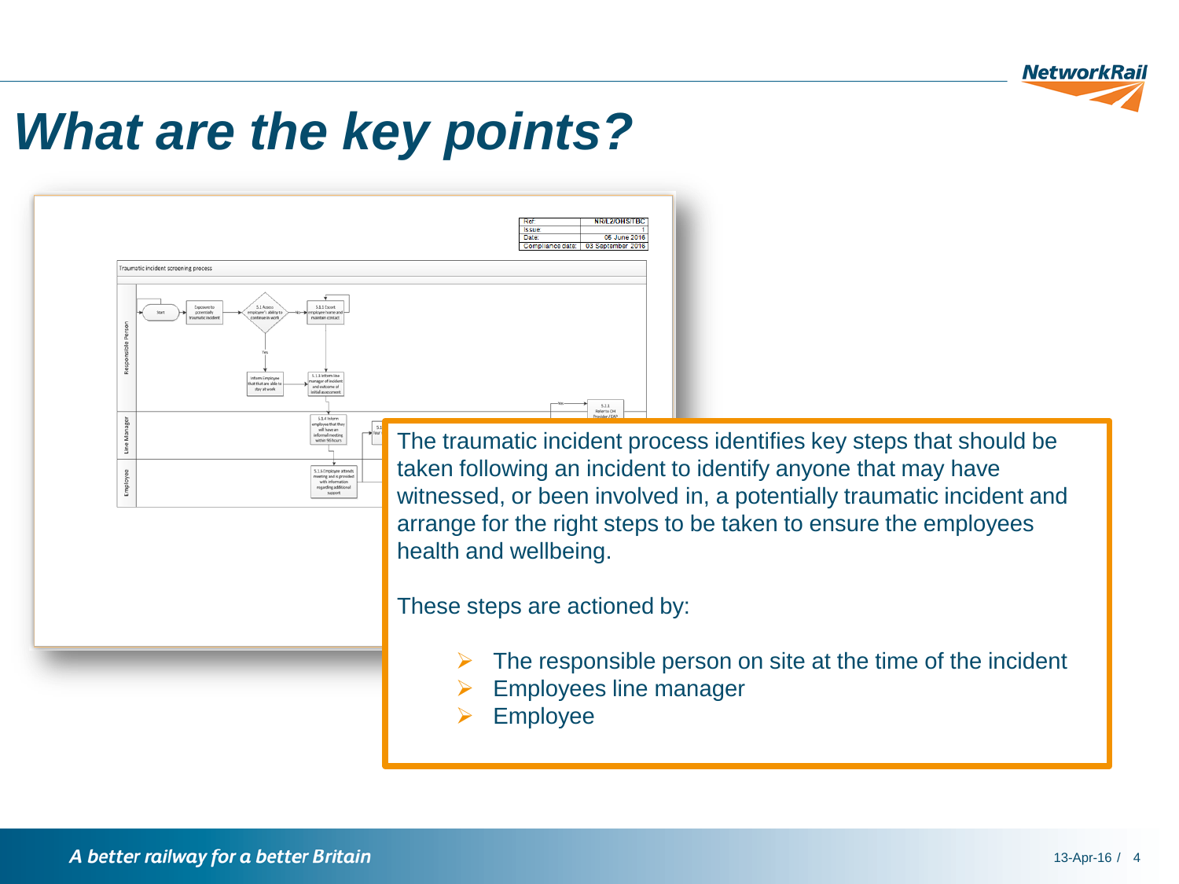# What are the key points?

| Ref: | NR/L2/OHS/TBC |
| --- | --- |
| Issue: | 1 |
| Date: | 05 June 2016 |
| Compliance date: | 03 September 2016 |

Traumatic incident screening process

The traumatic incident process identifies key steps that should be taken following an incident to identify anyone that may have witnessed, or been involved in, a potentially traumatic incident and arrange for the right steps to be taken to ensure the employees health and wellbeing.

These steps are actioned by:

- The responsible person on site at the time of the incident
- Employees line manager
- Employee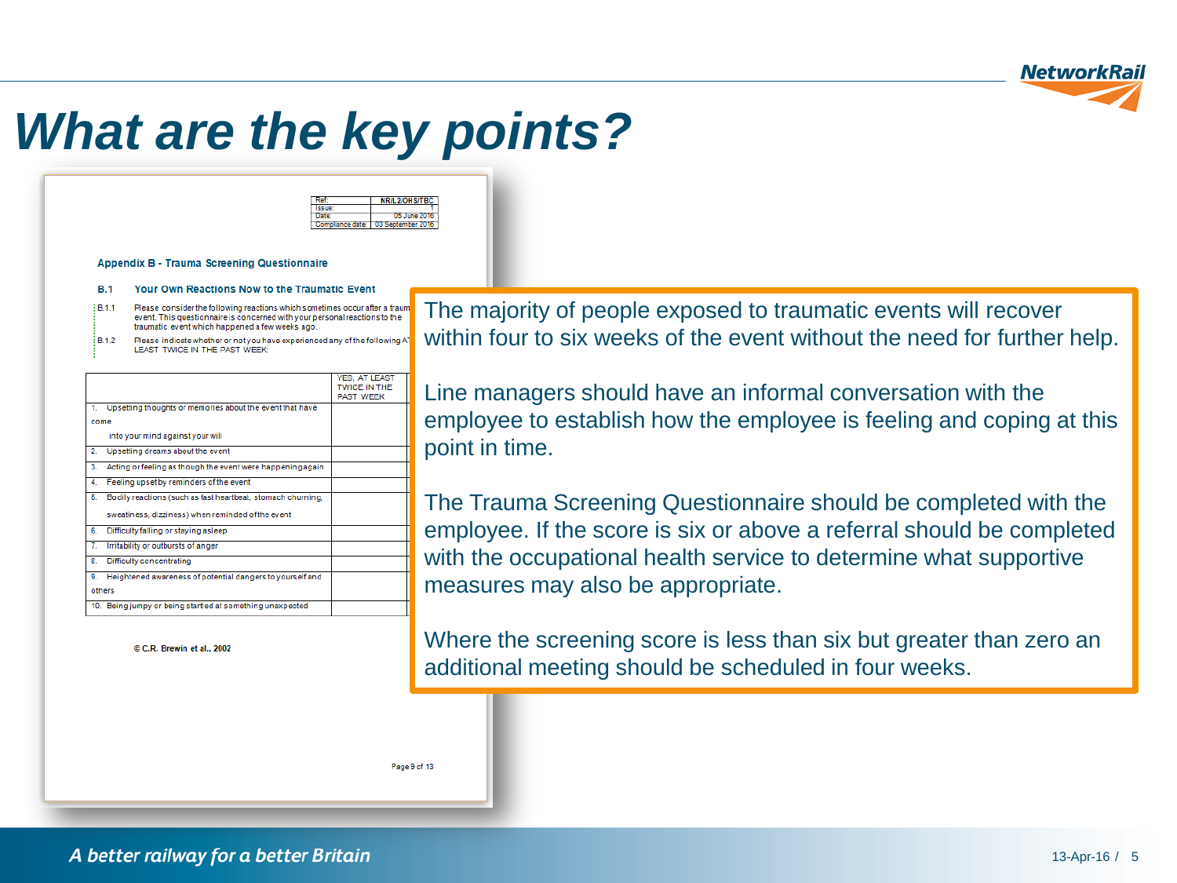# What are the key points?

| Ref: | NR/L2/OHS/TBC |
|---|---|
| Issue: | 1 |
| Date: | 05 June 2016 |
| Compliance date: | 03 September 2016 |

**Appendix B - Trauma Screening Questionnaire**

**B.1 Your Own Reactions Now to the Traumatic Event**

B.1.1 Please consider the following reactions which sometimes occur after a traum event. This questionnaire is concerned with your personal reactions to the traumatic event which happened a few weeks ago.

B.1.2 Please indicate whether or not you have experienced any of the following A LEAST TWICE IN THE PAST WEEK:

| | YES, AT LEAST TWICE IN THE PAST WEEK |
|---|---|
| 1. Upsetting thoughts or memories about the event that have come into your mind against your will | |
| 2. Upsetting dreams about the event | |
| 3. Acting or feeling as though the event were happening again | |
| 4. Feeling upset by reminders of the event | |
| 5. Bodily reactions (such as fast heartbeat, stomach churning, sweatiness, dizziness) when reminded of the event | |
| 6. Difficulty falling or staying asleep | |
| 7. Irritability or outbursts of anger | |
| 8. Difficulty concentrating | |
| 9. Heightened awareness of potential dangers to yourself and others | |
| 10. Being jumpy or being startled at something unexpected | |

© C.R. Brewin et al., 2002

The majority of people exposed to traumatic events will recover within four to six weeks of the event without the need for further help.

Line managers should have an informal conversation with the employee to establish how the employee is feeling and coping at this point in time.

The Trauma Screening Questionnaire should be completed with the employee. If the score is six or above a referral should be completed with the occupational health service to determine what supportive measures may also be appropriate.

Where the screening score is less than six but greater than zero an additional meeting should be scheduled in four weeks.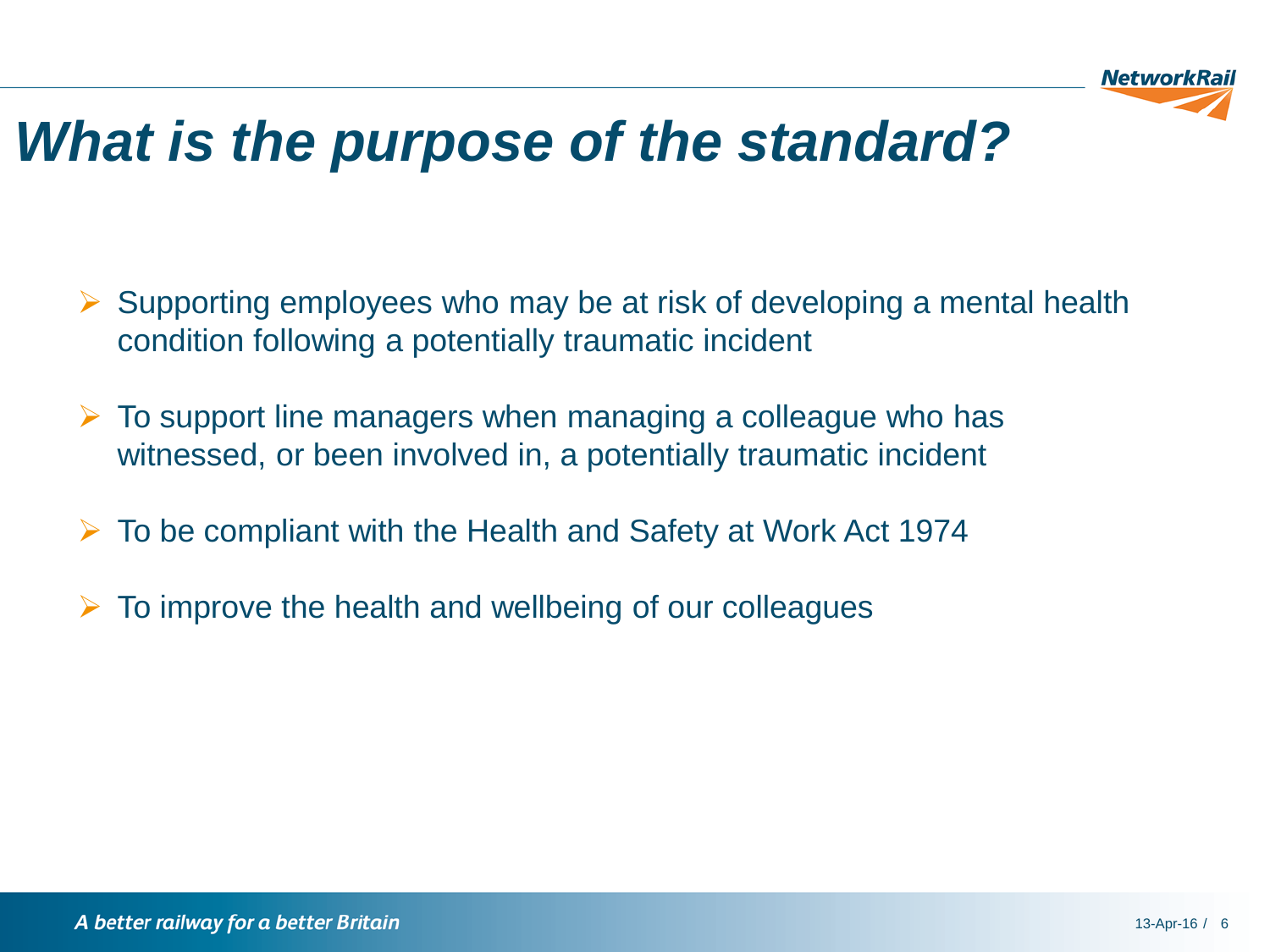# *What is the purpose of the standard?*

- Supporting employees who may be at risk of developing a mental health condition following a potentially traumatic incident
- To support line managers when managing a colleague who has witnessed, or been involved in, a potentially traumatic incident
- To be compliant with the Health and Safety at Work Act 1974
- To improve the health and wellbeing of our colleagues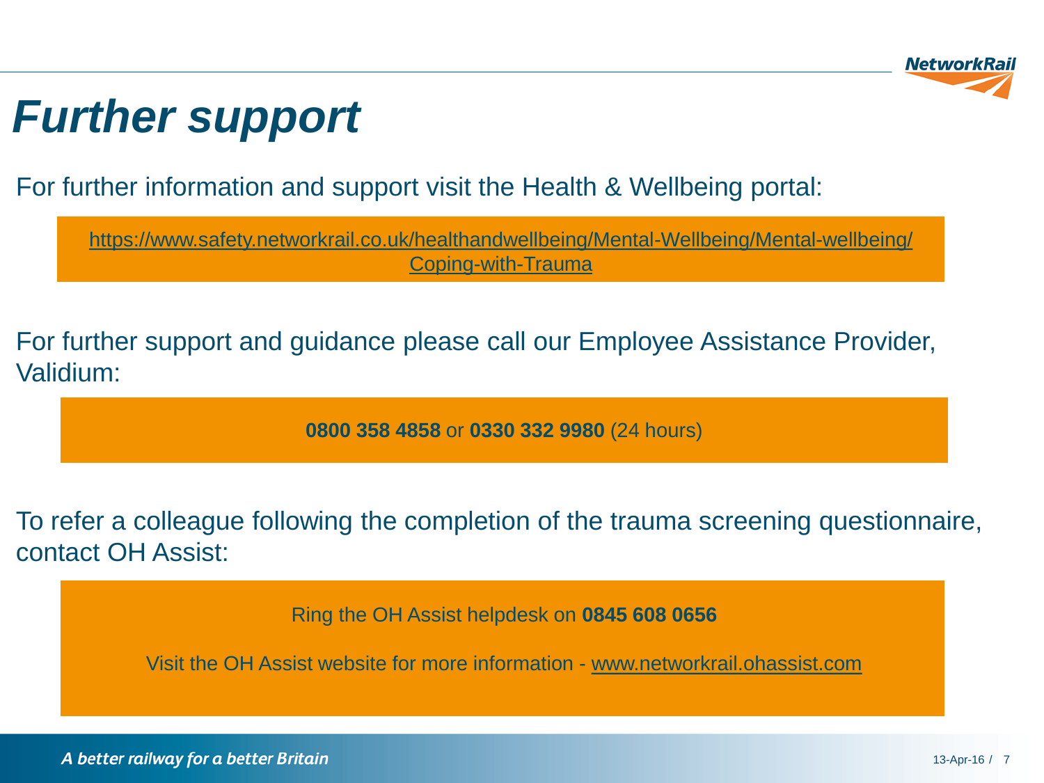# *Further support*

For further information and support visit the Health & Wellbeing portal:

https://www.safety.networkrail.co.uk/healthandwellbeing/Mental-Wellbeing/Mental-wellbeing/Coping-with-Trauma

For further support and guidance please call our Employee Assistance Provider, Validium:

**0800 358 4858** or **0330 332 9980** (24 hours)

To refer a colleague following the completion of the trauma screening questionnaire, contact OH Assist:

Ring the OH Assist helpdesk on **0845 608 0656**

Visit the OH Assist website for more information - www.networkrail.ohassist.com